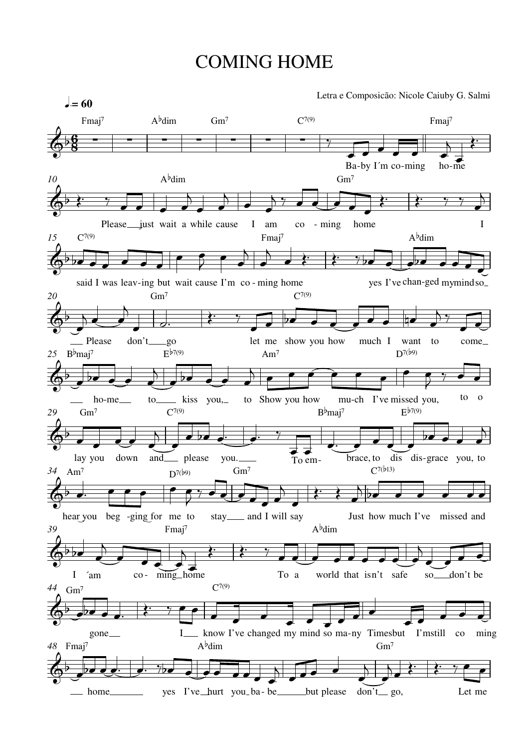# COMING HOME

Letra e Composicão: Nicole Caiuby G. Salmi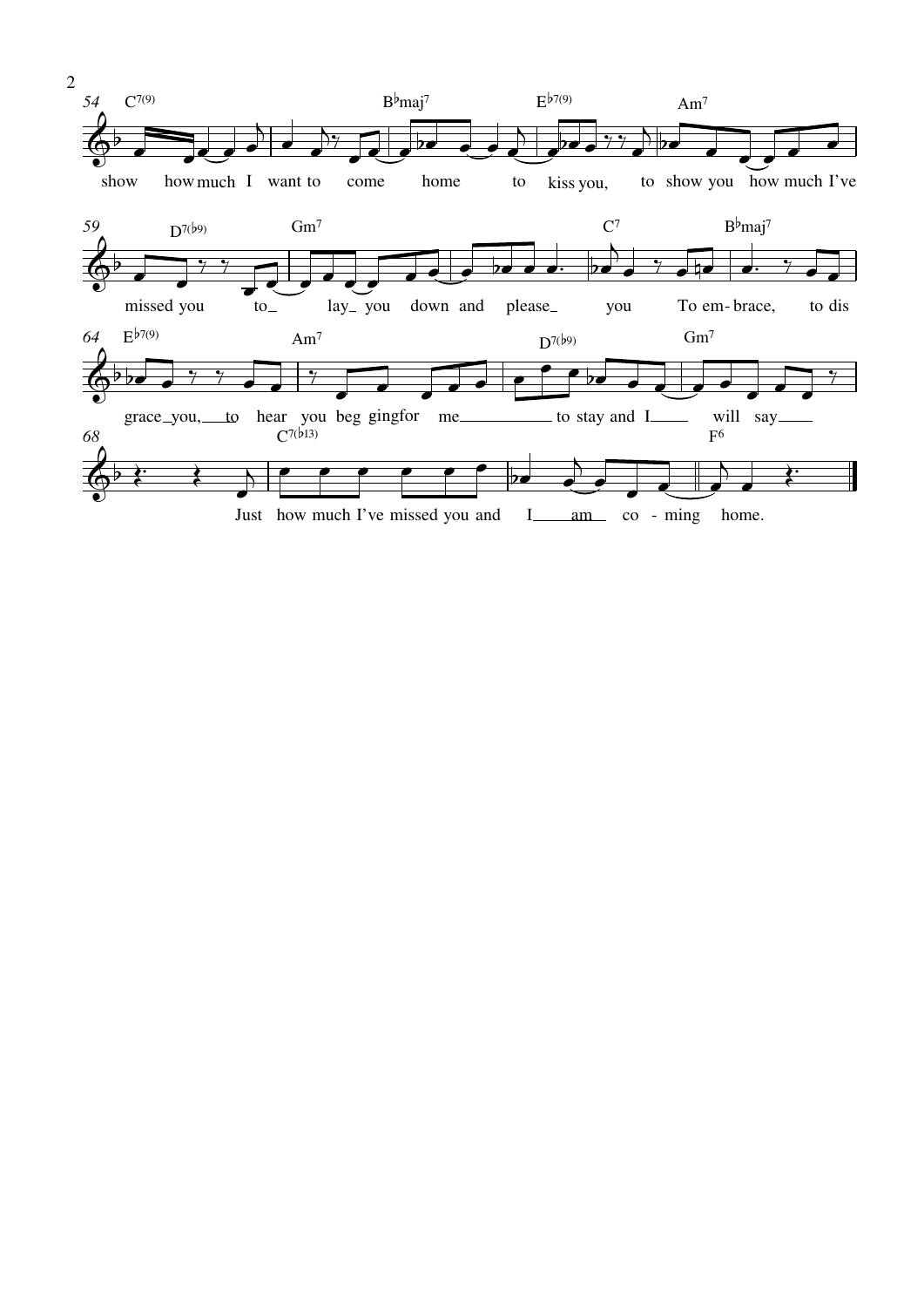54 C7(9) Bbmaj7 Eb7(9) Am7

show how much I want to come home to kiss you, to show you how much I've

59 D7(b9) Gm7 C7 Bbmaj7

missed you to lay you down and please you To em- brace, to dis

64 Eb7(9) Am7 D7(b9) Gm7

grace you, to hear you beg ging for me to stay and I will say

68 C7(b13) F6

Just how much I've missed you and I am co - ming home.